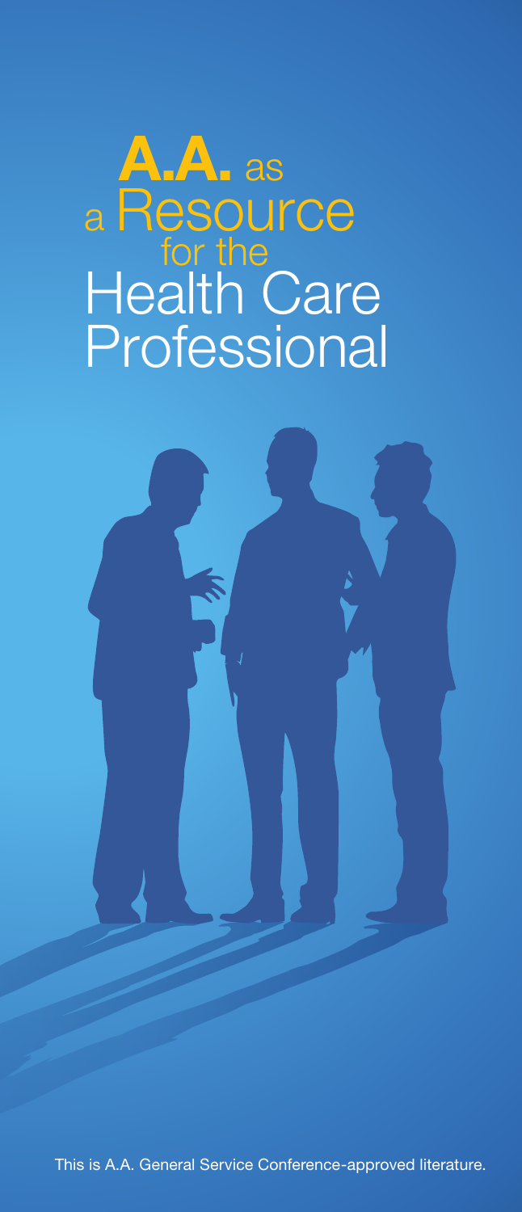# A.A. as a Resource for the Health Care Professional

This is A.A. General Service Conference-approved literature.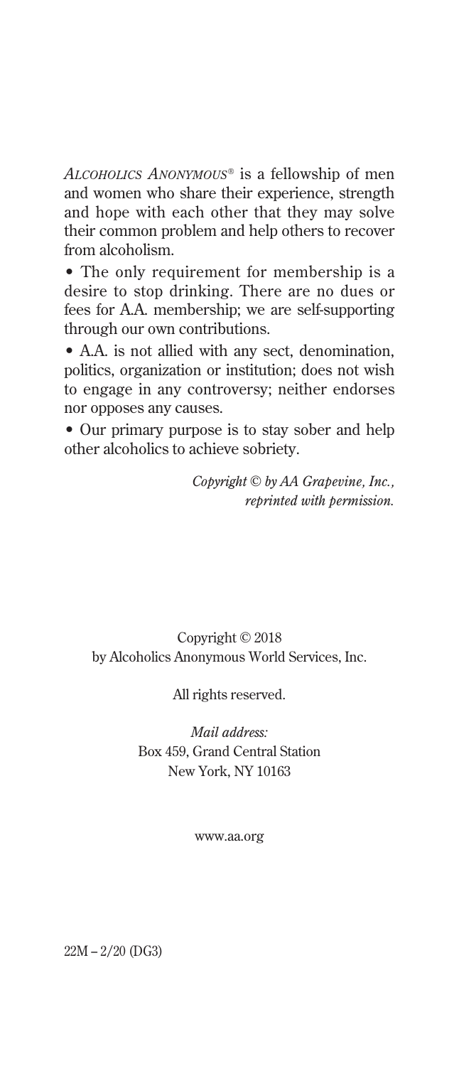*ALCOHOLICS ANONYMOUS*® is a fellowship of men and women who share their experience, strength and hope with each other that they may solve their common problem and help others to recover from alcoholism.

• The only requirement for membership is a desire to stop drinking. There are no dues or fees for A.A. membership; we are self-supporting through our own contributions.

• A.A. is not allied with any sect, denomination, politics, organization or institution; does not wish to engage in any controversy; neither endorses nor opposes any causes.

• Our primary purpose is to stay sober and help other alcoholics to achieve sobriety.

*Copyright © by AA Grapevine, Inc., reprinted with permission.*

Copyright © 2018
by Alcoholics Anonymous World Services, Inc.

All rights reserved.

*Mail address:*
Box 459, Grand Central Station
New York, NY 10163

www.aa.org

22M – 2/20 (DG3)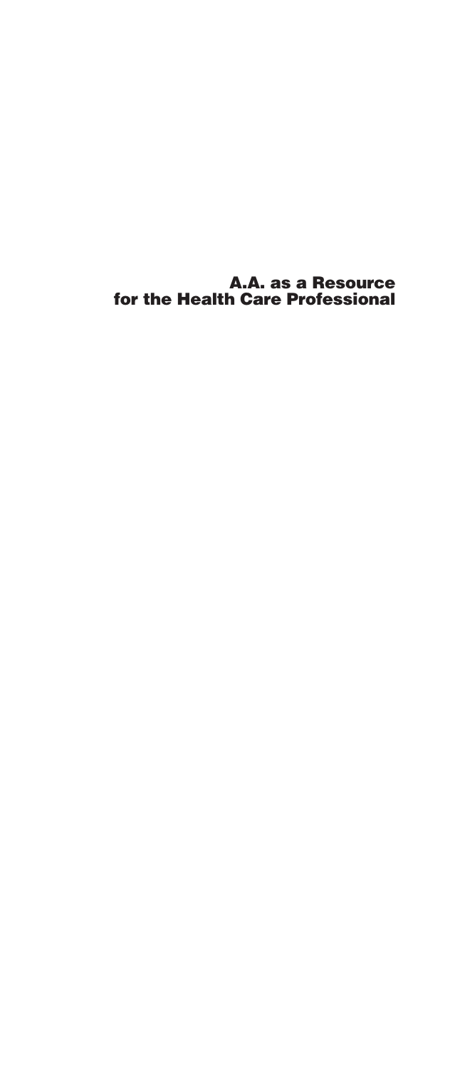# A.A. as a Resource for the Health Care Professional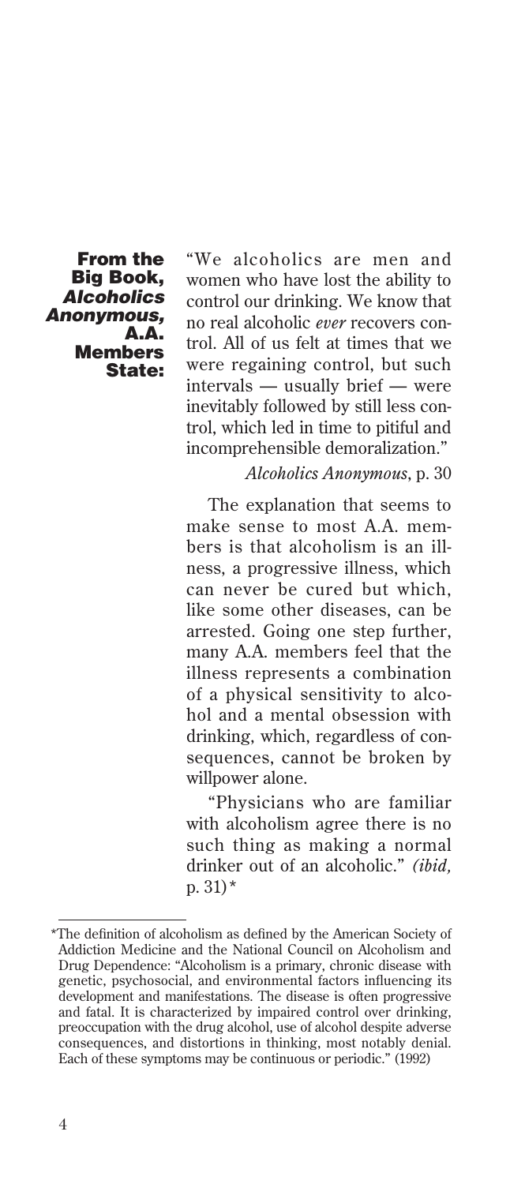**From the Big Book, *Alcoholics Anonymous*, A.A. Members State:**

"We alcoholics are men and women who have lost the ability to control our drinking. We know that no real alcoholic *ever* recovers control. All of us felt at times that we were regaining control, but such intervals — usually brief — were inevitably followed by still less control, which led in time to pitiful and incomprehensible demoralization."

*Alcoholics Anonymous*, p. 30

The explanation that seems to make sense to most A.A. members is that alcoholism is an illness, a progressive illness, which can never be cured but which, like some other diseases, can be arrested. Going one step further, many A.A. members feel that the illness represents a combination of a physical sensitivity to alcohol and a mental obsession with drinking, which, regardless of consequences, cannot be broken by willpower alone.

"Physicians who are familiar with alcoholism agree there is no such thing as making a normal drinker out of an alcoholic." *(ibid,* p. 31)*

---

*The definition of alcoholism as defined by the American Society of Addiction Medicine and the National Council on Alcoholism and Drug Dependence: "Alcoholism is a primary, chronic disease with genetic, psychosocial, and environmental factors influencing its development and manifestations. The disease is often progressive and fatal. It is characterized by impaired control over drinking, preoccupation with the drug alcohol, use of alcohol despite adverse consequences, and distortions in thinking, most notably denial. Each of these symptoms may be continuous or periodic." (1992)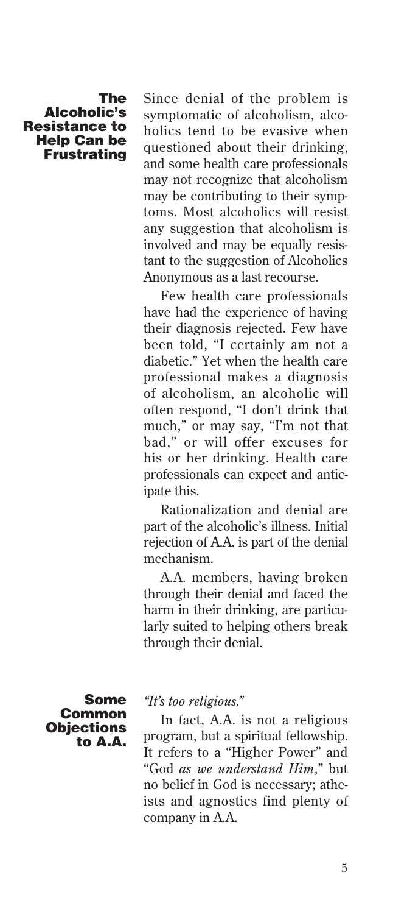## The Alcoholic's Resistance to Help Can be Frustrating

Since denial of the problem is symptomatic of alcoholism, alcoholics tend to be evasive when questioned about their drinking, and some health care professionals may not recognize that alcoholism may be contributing to their symptoms. Most alcoholics will resist any suggestion that alcoholism is involved and may be equally resistant to the suggestion of Alcoholics Anonymous as a last recourse.

Few health care professionals have had the experience of having their diagnosis rejected. Few have been told, "I certainly am not a diabetic." Yet when the health care professional makes a diagnosis of alcoholism, an alcoholic will often respond, "I don't drink that much," or may say, "I'm not that bad," or will offer excuses for his or her drinking. Health care professionals can expect and anticipate this.

Rationalization and denial are part of the alcoholic's illness. Initial rejection of A.A. is part of the denial mechanism.

A.A. members, having broken through their denial and faced the harm in their drinking, are particularly suited to helping others break through their denial.

## Some Common Objections to A.A.

*"It's too religious."*

In fact, A.A. is not a religious program, but a spiritual fellowship. It refers to a "Higher Power" and "God *as we understand Him*," but no belief in God is necessary; atheists and agnostics find plenty of company in A.A.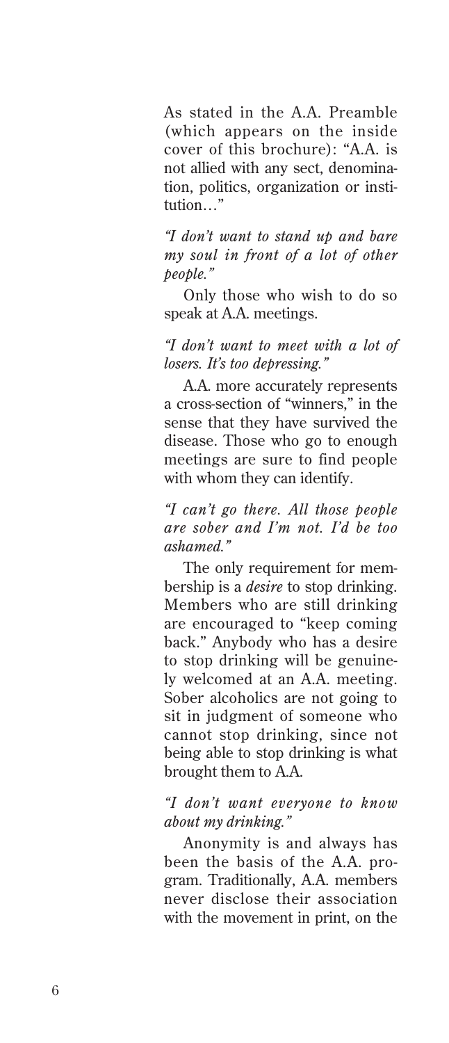As stated in the A.A. Preamble (which appears on the inside cover of this brochure): "A.A. is not allied with any sect, denomination, politics, organization or institution…"

*"I don't want to stand up and bare my soul in front of a lot of other people."*

Only those who wish to do so speak at A.A. meetings.

*"I don't want to meet with a lot of losers. It's too depressing."*

A.A. more accurately represents a cross-section of "winners," in the sense that they have survived the disease. Those who go to enough meetings are sure to find people with whom they can identify.

*"I can't go there. All those people are sober and I'm not. I'd be too ashamed."*

The only requirement for membership is a *desire* to stop drinking. Members who are still drinking are encouraged to "keep coming back." Anybody who has a desire to stop drinking will be genuinely welcomed at an A.A. meeting. Sober alcoholics are not going to sit in judgment of someone who cannot stop drinking, since not being able to stop drinking is what brought them to A.A.

*"I don't want everyone to know about my drinking."*

Anonymity is and always has been the basis of the A.A. program. Traditionally, A.A. members never disclose their association with the movement in print, on the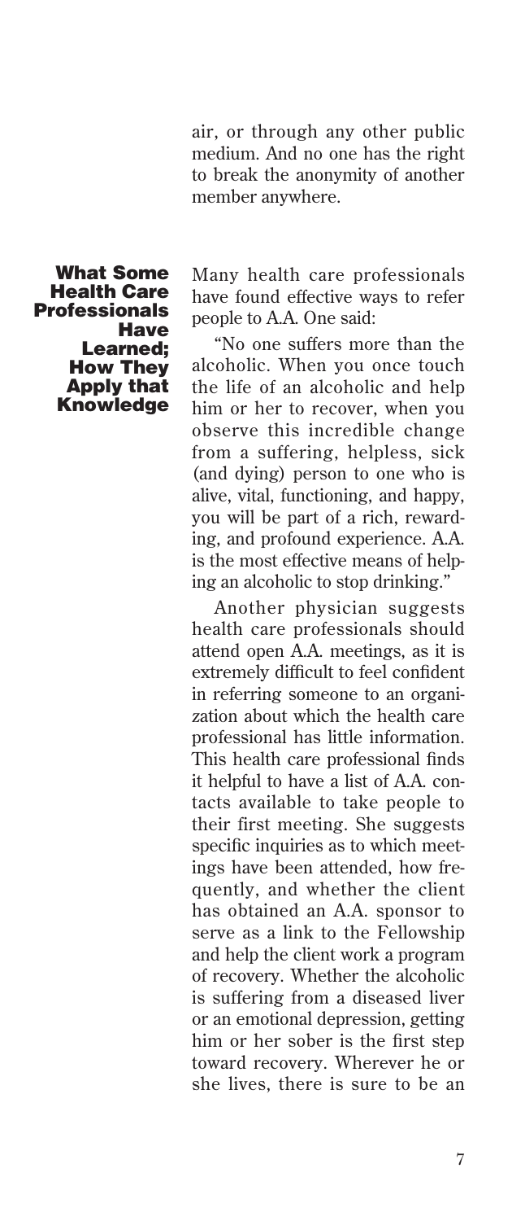air, or through any other public medium. And no one has the right to break the anonymity of another member anywhere.

## What Some Health Care Professionals Have Learned; How They Apply that Knowledge

Many health care professionals have found effective ways to refer people to A.A. One said:

"No one suffers more than the alcoholic. When you once touch the life of an alcoholic and help him or her to recover, when you observe this incredible change from a suffering, helpless, sick (and dying) person to one who is alive, vital, functioning, and happy, you will be part of a rich, rewarding, and profound experience. A.A. is the most effective means of helping an alcoholic to stop drinking."

Another physician suggests health care professionals should attend open A.A. meetings, as it is extremely difficult to feel confident in referring someone to an organization about which the health care professional has little information. This health care professional finds it helpful to have a list of A.A. contacts available to take people to their first meeting. She suggests specific inquiries as to which meetings have been attended, how frequently, and whether the client has obtained an A.A. sponsor to serve as a link to the Fellowship and help the client work a program of recovery. Whether the alcoholic is suffering from a diseased liver or an emotional depression, getting him or her sober is the first step toward recovery. Wherever he or she lives, there is sure to be an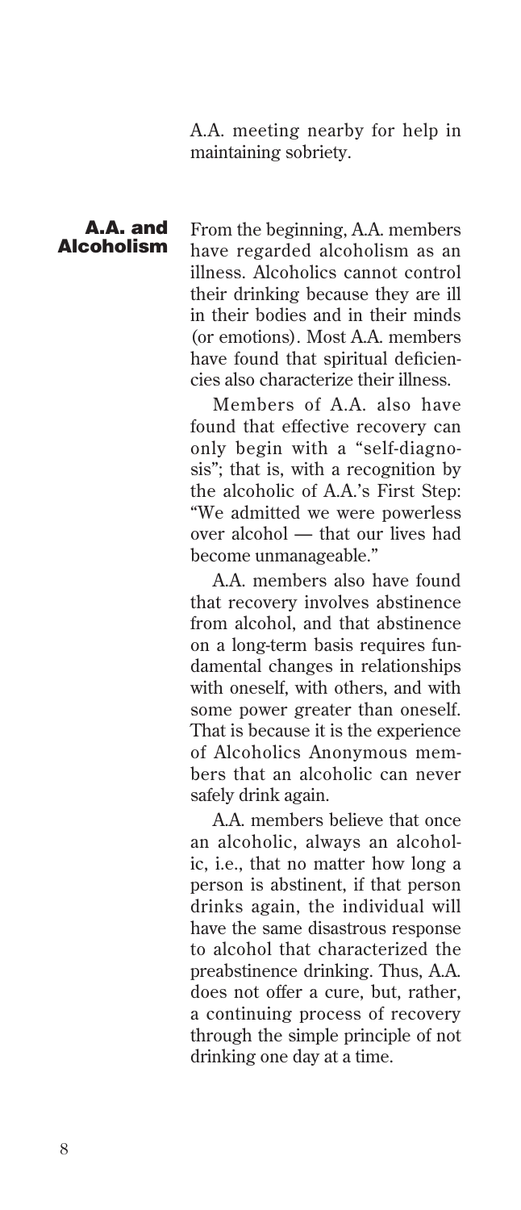A.A. meeting nearby for help in maintaining sobriety.

## A.A. and Alcoholism

From the beginning, A.A. members have regarded alcoholism as an illness. Alcoholics cannot control their drinking because they are ill in their bodies and in their minds (or emotions). Most A.A. members have found that spiritual deficiencies also characterize their illness.

Members of A.A. also have found that effective recovery can only begin with a "self-diagnosis"; that is, with a recognition by the alcoholic of A.A.'s First Step: "We admitted we were powerless over alcohol — that our lives had become unmanageable."

A.A. members also have found that recovery involves abstinence from alcohol, and that abstinence on a long-term basis requires fundamental changes in relationships with oneself, with others, and with some power greater than oneself. That is because it is the experience of Alcoholics Anonymous members that an alcoholic can never safely drink again.

A.A. members believe that once an alcoholic, always an alcoholic, i.e., that no matter how long a person is abstinent, if that person drinks again, the individual will have the same disastrous response to alcohol that characterized the preabstinence drinking. Thus, A.A. does not offer a cure, but, rather, a continuing process of recovery through the simple principle of not drinking one day at a time.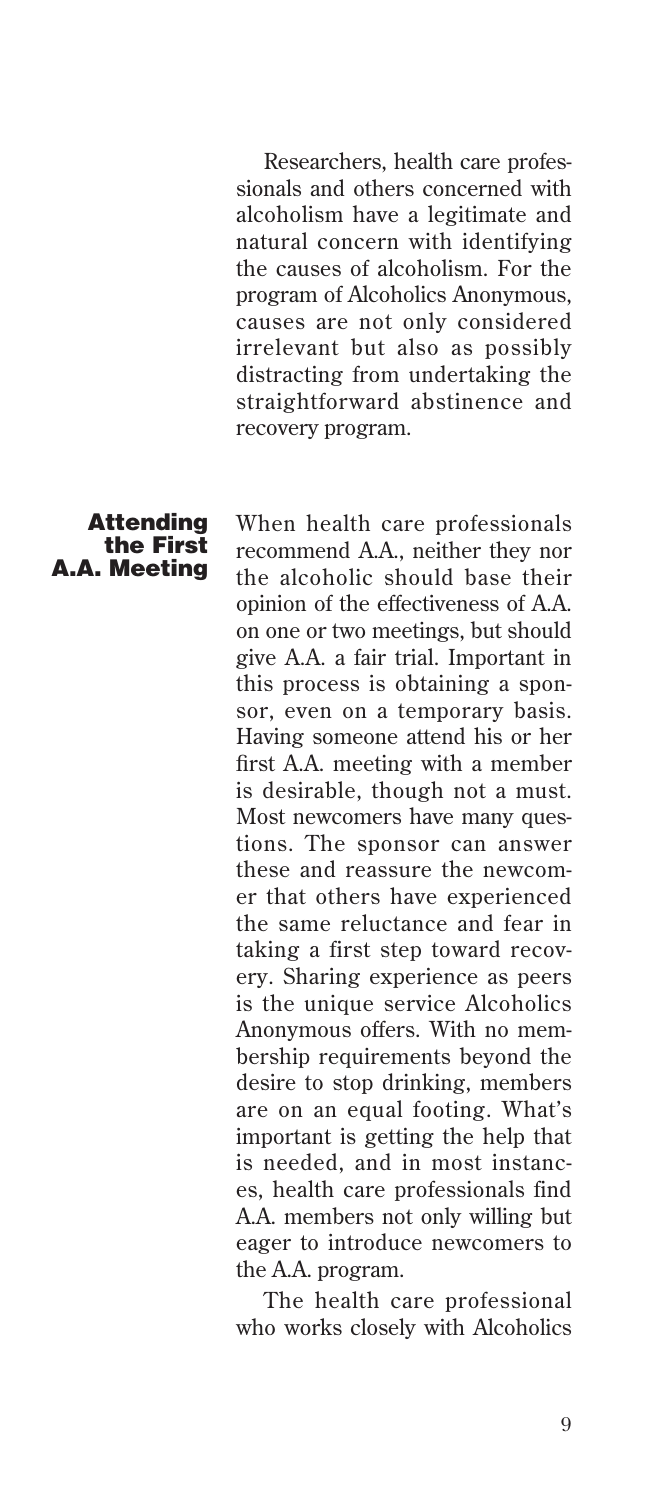Researchers, health care professionals and others concerned with alcoholism have a legitimate and natural concern with identifying the causes of alcoholism. For the program of Alcoholics Anonymous, causes are not only considered irrelevant but also as possibly distracting from undertaking the straightforward abstinence and recovery program.

### Attending the First A.A. Meeting

When health care professionals recommend A.A., neither they nor the alcoholic should base their opinion of the effectiveness of A.A. on one or two meetings, but should give A.A. a fair trial. Important in this process is obtaining a sponsor, even on a temporary basis. Having someone attend his or her first A.A. meeting with a member is desirable, though not a must. Most newcomers have many questions. The sponsor can answer these and reassure the newcomer that others have experienced the same reluctance and fear in taking a first step toward recovery. Sharing experience as peers is the unique service Alcoholics Anonymous offers. With no membership requirements beyond the desire to stop drinking, members are on an equal footing. What's important is getting the help that is needed, and in most instances, health care professionals find A.A. members not only willing but eager to introduce newcomers to the A.A. program.

The health care professional who works closely with Alcoholics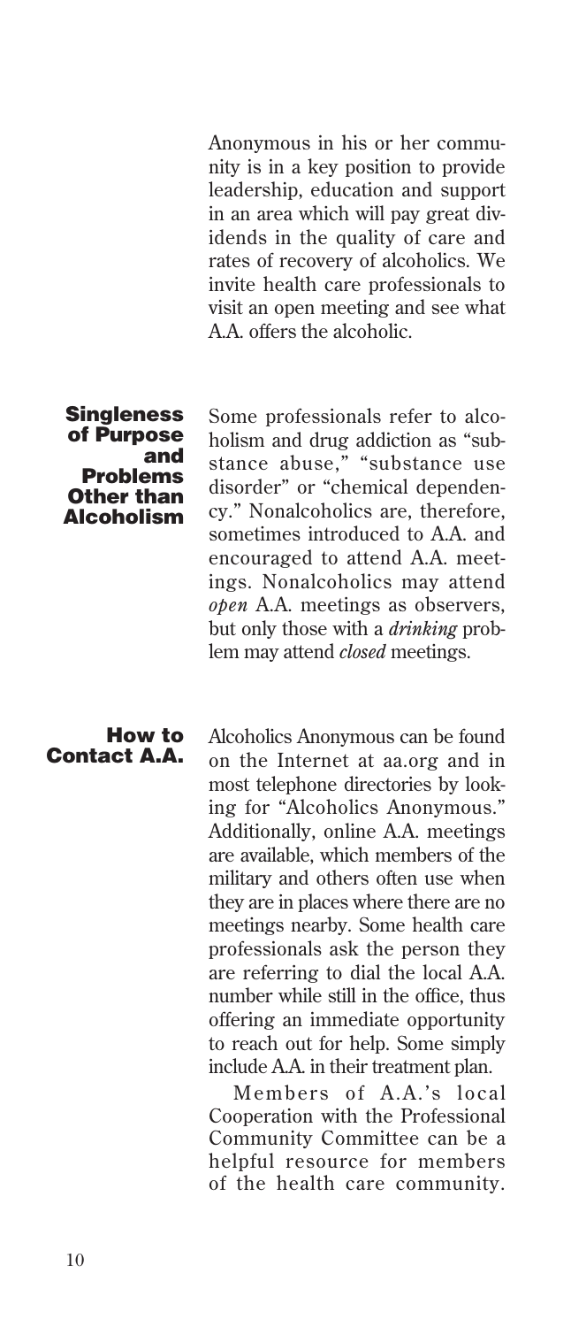Anonymous in his or her community is in a key position to provide leadership, education and support in an area which will pay great dividends in the quality of care and rates of recovery of alcoholics. We invite health care professionals to visit an open meeting and see what A.A. offers the alcoholic.

## Singleness of Purpose and Problems Other than Alcoholism

Some professionals refer to alcoholism and drug addiction as "substance abuse," "substance use disorder" or "chemical dependency." Nonalcoholics are, therefore, sometimes introduced to A.A. and encouraged to attend A.A. meetings. Nonalcoholics may attend *open* A.A. meetings as observers, but only those with a *drinking* problem may attend *closed* meetings.

## How to Contact A.A.

Alcoholics Anonymous can be found on the Internet at aa.org and in most telephone directories by looking for "Alcoholics Anonymous." Additionally, online A.A. meetings are available, which members of the military and others often use when they are in places where there are no meetings nearby. Some health care professionals ask the person they are referring to dial the local A.A. number while still in the office, thus offering an immediate opportunity to reach out for help. Some simply include A.A. in their treatment plan.

Members of A.A.'s local Cooperation with the Professional Community Committee can be a helpful resource for members of the health care community.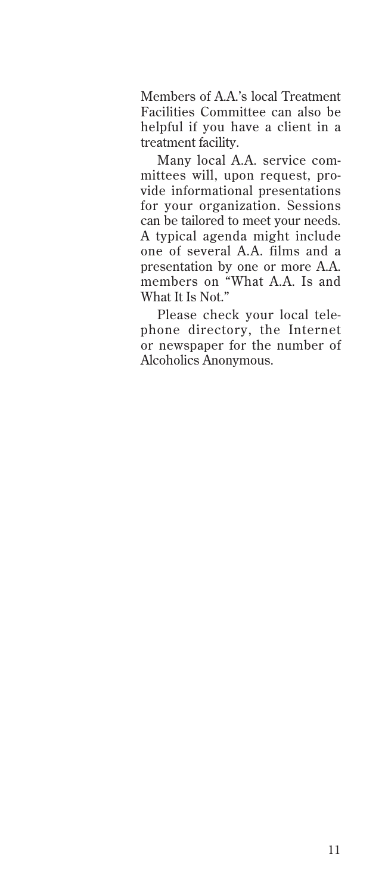Members of A.A.'s local Treatment Facilities Committee can also be helpful if you have a client in a treatment facility.

Many local A.A. service committees will, upon request, provide informational presentations for your organization. Sessions can be tailored to meet your needs. A typical agenda might include one of several A.A. films and a presentation by one or more A.A. members on "What A.A. Is and What It Is Not."

Please check your local telephone directory, the Internet or newspaper for the number of Alcoholics Anonymous.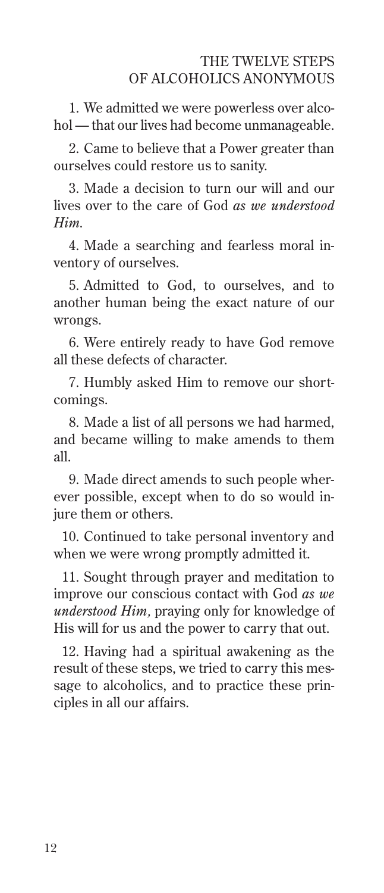# THE TWELVE STEPS OF ALCOHOLICS ANONYMOUS

1. We admitted we were powerless over alcohol — that our lives had become unmanageable.

2. Came to believe that a Power greater than ourselves could restore us to sanity.

3. Made a decision to turn our will and our lives over to the care of God *as we understood Him.*

4. Made a searching and fearless moral inventory of ourselves.

5. Admitted to God, to ourselves, and to another human being the exact nature of our wrongs.

6. Were entirely ready to have God remove all these defects of character.

7. Humbly asked Him to remove our shortcomings.

8. Made a list of all persons we had harmed, and became willing to make amends to them all.

9. Made direct amends to such people wherever possible, except when to do so would injure them or others.

10. Continued to take personal inventory and when we were wrong promptly admitted it.

11. Sought through prayer and meditation to improve our conscious contact with God *as we understood Him,* praying only for knowledge of His will for us and the power to carry that out.

12. Having had a spiritual awakening as the result of these steps, we tried to carry this message to alcoholics, and to practice these principles in all our affairs.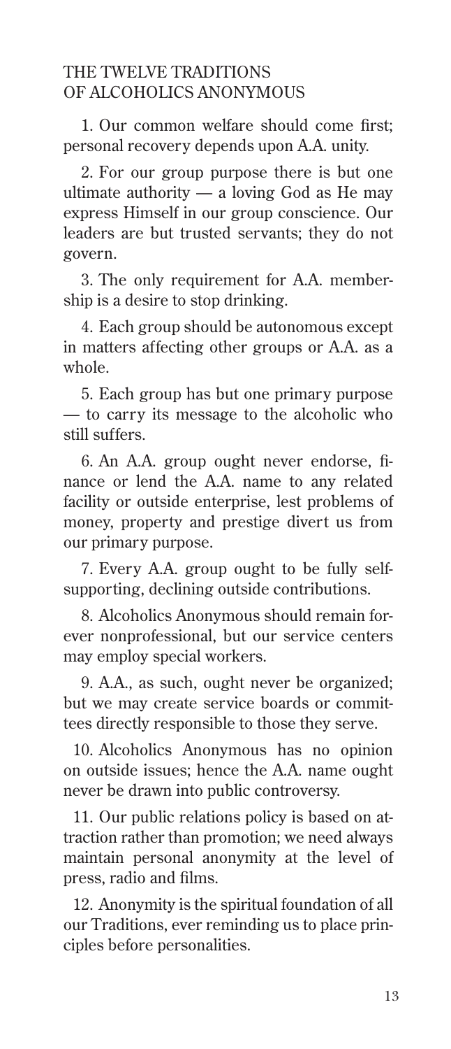## THE TWELVE TRADITIONS OF ALCOHOLICS ANONYMOUS

1. Our common welfare should come first; personal recovery depends upon A.A. unity.

2. For our group purpose there is but one ultimate authority — a loving God as He may express Himself in our group conscience. Our leaders are but trusted servants; they do not govern.

3. The only requirement for A.A. membership is a desire to stop drinking.

4. Each group should be autonomous except in matters affecting other groups or A.A. as a whole.

5. Each group has but one primary purpose — to carry its message to the alcoholic who still suffers.

6. An A.A. group ought never endorse, finance or lend the A.A. name to any related facility or outside enterprise, lest problems of money, property and prestige divert us from our primary purpose.

7. Every A.A. group ought to be fully self-supporting, declining outside contributions.

8. Alcoholics Anonymous should remain forever nonprofessional, but our service centers may employ special workers.

9. A.A., as such, ought never be organized; but we may create service boards or committees directly responsible to those they serve.

10. Alcoholics Anonymous has no opinion on outside issues; hence the A.A. name ought never be drawn into public controversy.

11. Our public relations policy is based on attraction rather than promotion; we need always maintain personal anonymity at the level of press, radio and films.

12. Anonymity is the spiritual foundation of all our Traditions, ever reminding us to place principles before personalities.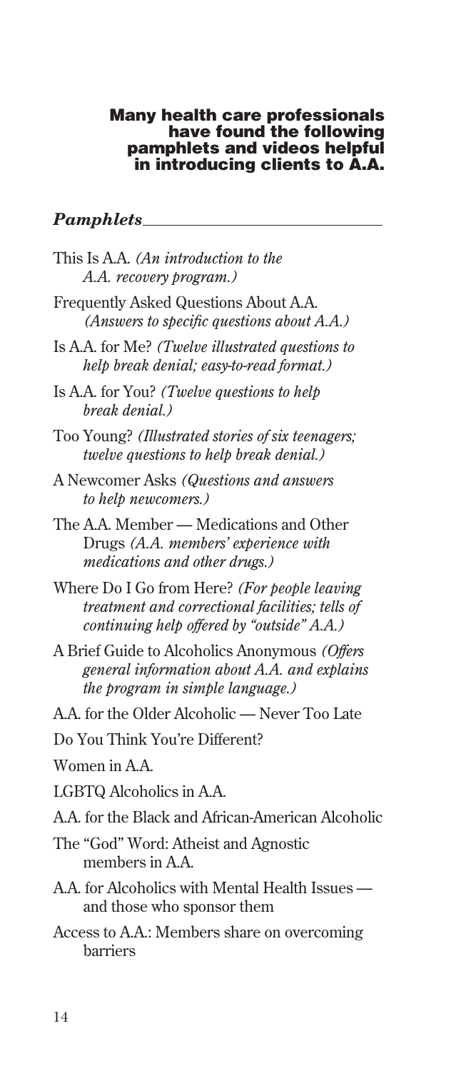**Many health care professionals have found the following pamphlets and videos helpful in introducing clients to A.A.**

### *Pamphlets*

This Is A.A. *(An introduction to the A.A. recovery program.)*

Frequently Asked Questions About A.A. *(Answers to specific questions about A.A.)*

Is A.A. for Me? *(Twelve illustrated questions to help break denial; easy-to-read format.)*

Is A.A. for You? *(Twelve questions to help break denial.)*

Too Young? *(Illustrated stories of six teenagers; twelve questions to help break denial.)*

A Newcomer Asks *(Questions and answers to help newcomers.)*

The A.A. Member — Medications and Other Drugs *(A.A. members' experience with medications and other drugs.)*

Where Do I Go from Here? *(For people leaving treatment and correctional facilities; tells of continuing help offered by "outside" A.A.)*

A Brief Guide to Alcoholics Anonymous *(Offers general information about A.A. and explains the program in simple language.)*

A.A. for the Older Alcoholic — Never Too Late

Do You Think You're Different?

Women in A.A.

LGBTQ Alcoholics in A.A.

A.A. for the Black and African-American Alcoholic

The "God" Word: Atheist and Agnostic members in A.A.

A.A. for Alcoholics with Mental Health Issues — and those who sponsor them

Access to A.A.: Members share on overcoming barriers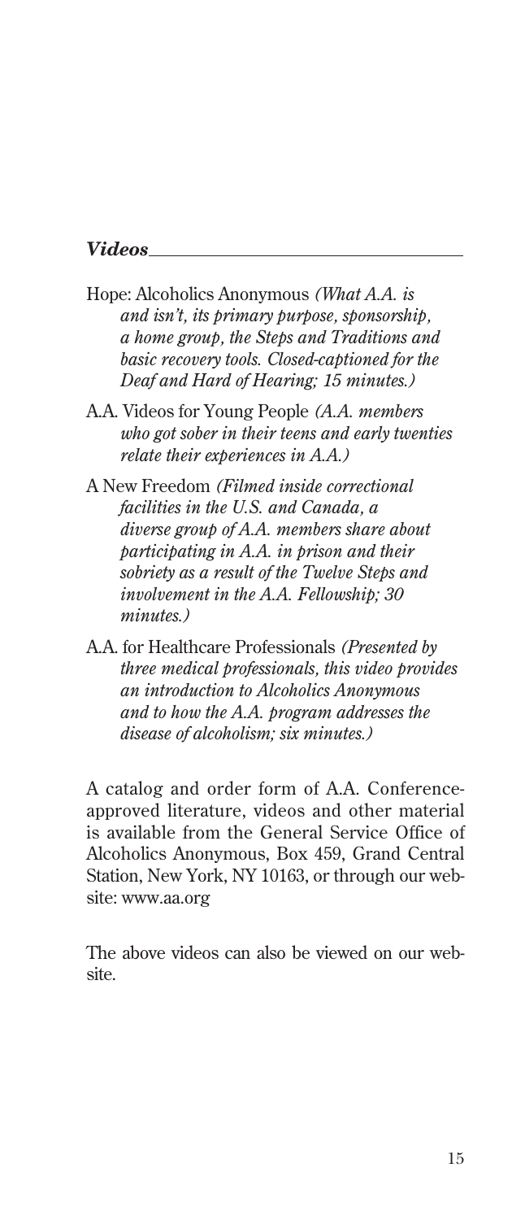## *Videos*

Hope: Alcoholics Anonymous *(What A.A. is and isn't, its primary purpose, sponsorship, a home group, the Steps and Traditions and basic recovery tools. Closed-captioned for the Deaf and Hard of Hearing; 15 minutes.)*

A.A. Videos for Young People *(A.A. members who got sober in their teens and early twenties relate their experiences in A.A.)*

A New Freedom *(Filmed inside correctional facilities in the U.S. and Canada, a diverse group of A.A. members share about participating in A.A. in prison and their sobriety as a result of the Twelve Steps and involvement in the A.A. Fellowship; 30 minutes.)*

A.A. for Healthcare Professionals *(Presented by three medical professionals, this video provides an introduction to Alcoholics Anonymous and to how the A.A. program addresses the disease of alcoholism; six minutes.)*

A catalog and order form of A.A. Conference-approved literature, videos and other material is available from the General Service Office of Alcoholics Anonymous, Box 459, Grand Central Station, New York, NY 10163, or through our website: www.aa.org

The above videos can also be viewed on our website.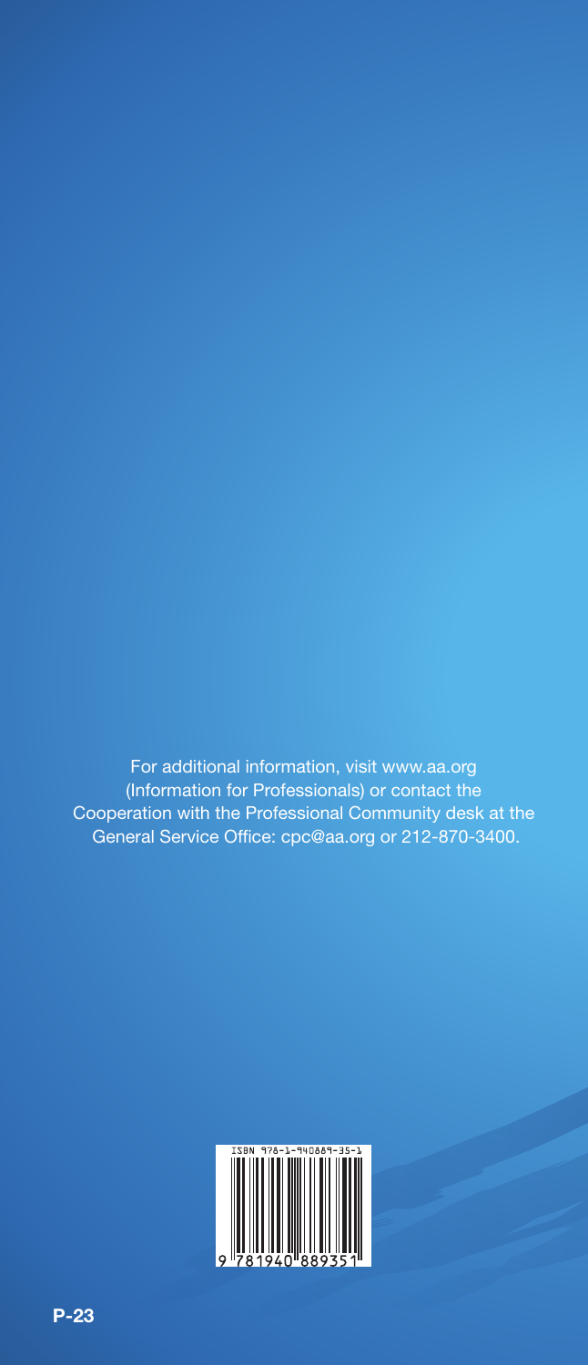For additional information, visit www.aa.org (Information for Professionals) or contact the Cooperation with the Professional Community desk at the General Service Office: cpc@aa.org or 212-870-3400.

ISBN 978-1-940889-35-1

9 781940 889351

P-23